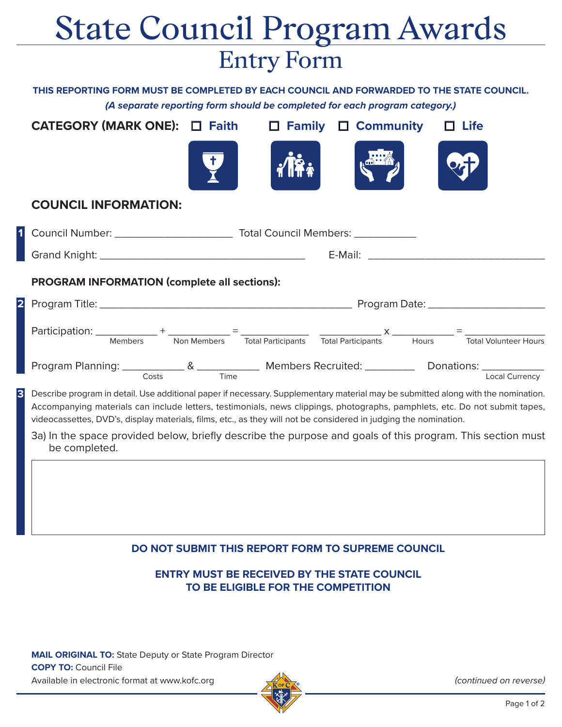# State Council Program Awards

## Entry Form

**THIS REPORTING FORM MUST BE COMPLETED BY EACH COUNCIL AND FORWARDED TO THE STATE COUNCIL.**

***(A separate reporting form should be completed for each program category.)***

**CATEGORY (MARK ONE):** ☐ **Faith** ☐ **Family** ☐ **Community** ☐ **Life**

### COUNCIL INFORMATION:

**1** Council Number: ____________________ Total Council Members: __________

Grand Knight: ____________________________________ E-Mail: ______________________________

### PROGRAM INFORMATION (complete all sections):

**2** Program Title: ____________________________________________ Program Date: ____________________

Participation: __________ (Members) + __________ (Non Members) = __________ (Total Participants) __________ (Total Participants) x __________ (Hours) = __________ (Total Volunteer Hours)

Program Planning: __________ (Costs) & __________ (Time) Members Recruited: ________ Donations: __________ (Local Currency)

**3** Describe program in detail. Use additional paper if necessary. Supplementary material may be submitted along with the nomination. Accompanying materials can include letters, testimonials, news clippings, photographs, pamphlets, etc. Do not submit tapes, videocassettes, DVD's, display materials, films, etc., as they will not be considered in judging the nomination.

3a) In the space provided below, briefly describe the purpose and goals of this program. This section must be completed.

**DO NOT SUBMIT THIS REPORT FORM TO SUPREME COUNCIL**

**ENTRY MUST BE RECEIVED BY THE STATE COUNCIL TO BE ELIGIBLE FOR THE COMPETITION**

**MAIL ORIGINAL TO:** State Deputy or State Program Director
**COPY TO:** Council File
Available in electronic format at www.kofc.org

*(continued on reverse)*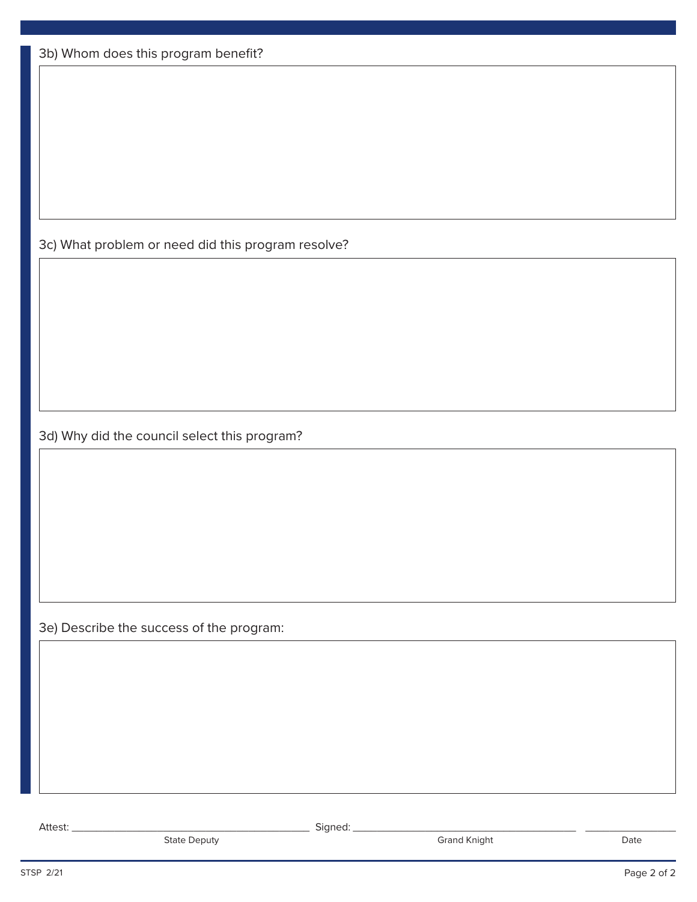3b) Whom does this program benefit?

3c) What problem or need did this program resolve?

3d) Why did the council select this program?

3e) Describe the success of the program:

Attest: ________________________________________ Signed: ________________________________________ ________________

State Deputy Grand Knight Date

STSP 2/21